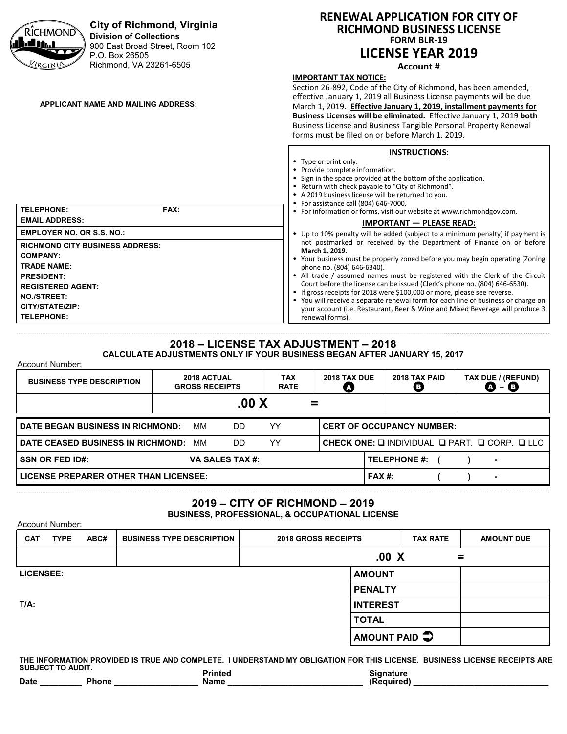**City of Richmond, Virginia**
**Division of Collections**
900 East Broad Street, Room 102
P.O. Box 26505
Richmond, VA 23261-6505

# RENEWAL APPLICATION FOR CITY OF RICHMOND BUSINESS LICENSE

**FORM BLR-19**

## LICENSE YEAR 2019

**Account #**

**IMPORTANT TAX NOTICE:**
Section 26-892, Code of the City of Richmond, has been amended, effective January 1, 2019 all Business License payments will be due March 1, 2019. **Effective January 1, 2019, installment payments for Business Licenses will be eliminated.** Effective January 1, 2019 **both** Business License and Business Tangible Personal Property Renewal forms must be filed on or before March 1, 2019.

**APPLICANT NAME AND MAILING ADDRESS:**

**INSTRUCTIONS:**

- Type or print only.
- Provide complete information.
- Sign in the space provided at the bottom of the application.
- Return with check payable to "City of Richmond".
- A 2019 business license will be returned to you.
- For assistance call (804) 646-7000.
- For information or forms, visit our website at www.richmondgov.com.

**IMPORTANT — PLEASE READ:**

- Up to 10% penalty will be added (subject to a minimum penalty) if payment is not postmarked or received by the Department of Finance on or before **March 1, 2019**.
- Your business must be properly zoned before you may begin operating (Zoning phone no. (804) 646-6340).
- All trade / assumed names must be registered with the Clerk of the Circuit Court before the license can be issued (Clerk's phone no. (804) 646-6530).
- If gross receipts for 2018 were $100,000 or more, please see reverse.
- You will receive a separate renewal form for each line of business or charge on your account (i.e. Restaurant, Beer & Wine and Mixed Beverage will produce 3 renewal forms).

**TELEPHONE:** **FAX:**
**EMAIL ADDRESS:**

**EMPLOYER NO. OR S.S. NO.:**

**RICHMOND CITY BUSINESS ADDRESS:**
**COMPANY:**
**TRADE NAME:**
**PRESIDENT:**
**REGISTERED AGENT:**
**NO./STREET:**
**CITY/STATE/ZIP:**
**TELEPHONE:**

## 2018 – LICENSE TAX ADJUSTMENT – 2018

**CALCULATE ADJUSTMENTS ONLY IF YOUR BUSINESS BEGAN AFTER JANUARY 15, 2017**

Account Number:

| BUSINESS TYPE DESCRIPTION | 2018 ACTUAL GROSS RECEIPTS | TAX RATE | 2018 TAX DUE (A) | 2018 TAX PAID (B) | TAX DUE / (REFUND) (A) – (B) |
|---|---|---|---|---|---|
| | .00 X | | = | | |

| | |
|---|---|
| **DATE BEGAN BUSINESS IN RICHMOND:** MM DD YY | **CERT OF OCCUPANCY NUMBER:** |
| **DATE CEASED BUSINESS IN RICHMOND:** MM DD YY | **CHECK ONE:** ❑ INDIVIDUAL ❑ PART. ❑ CORP. ❑ LLC |
| **SSN OR FED ID#:** **VA SALES TAX #:** | **TELEPHONE #:** ( ) - |
| **LICENSE PREPARER OTHER THAN LICENSEE:** | **FAX #:** ( ) - |

## 2019 – CITY OF RICHMOND – 2019

**BUSINESS, PROFESSIONAL, & OCCUPATIONAL LICENSE**

Account Number:

| CAT TYPE ABC# | BUSINESS TYPE DESCRIPTION | 2018 GROSS RECEIPTS | TAX RATE | AMOUNT DUE |
|---|---|---|---|---|
| | | .00 X | | = |

**LICENSEE:**

**T/A:**

| | |
|---|---|
| **AMOUNT** | |
| **PENALTY** | |
| **INTEREST** | |
| **TOTAL** | |
| **AMOUNT PAID** ➲ | |

**THE INFORMATION PROVIDED IS TRUE AND COMPLETE. I UNDERSTAND MY OBLIGATION FOR THIS LICENSE. BUSINESS LICENSE RECEIPTS ARE SUBJECT TO AUDIT.**

**Date** _________ **Phone** __________________ **Printed Name** ______________________________ **Signature (Required)** ______________________________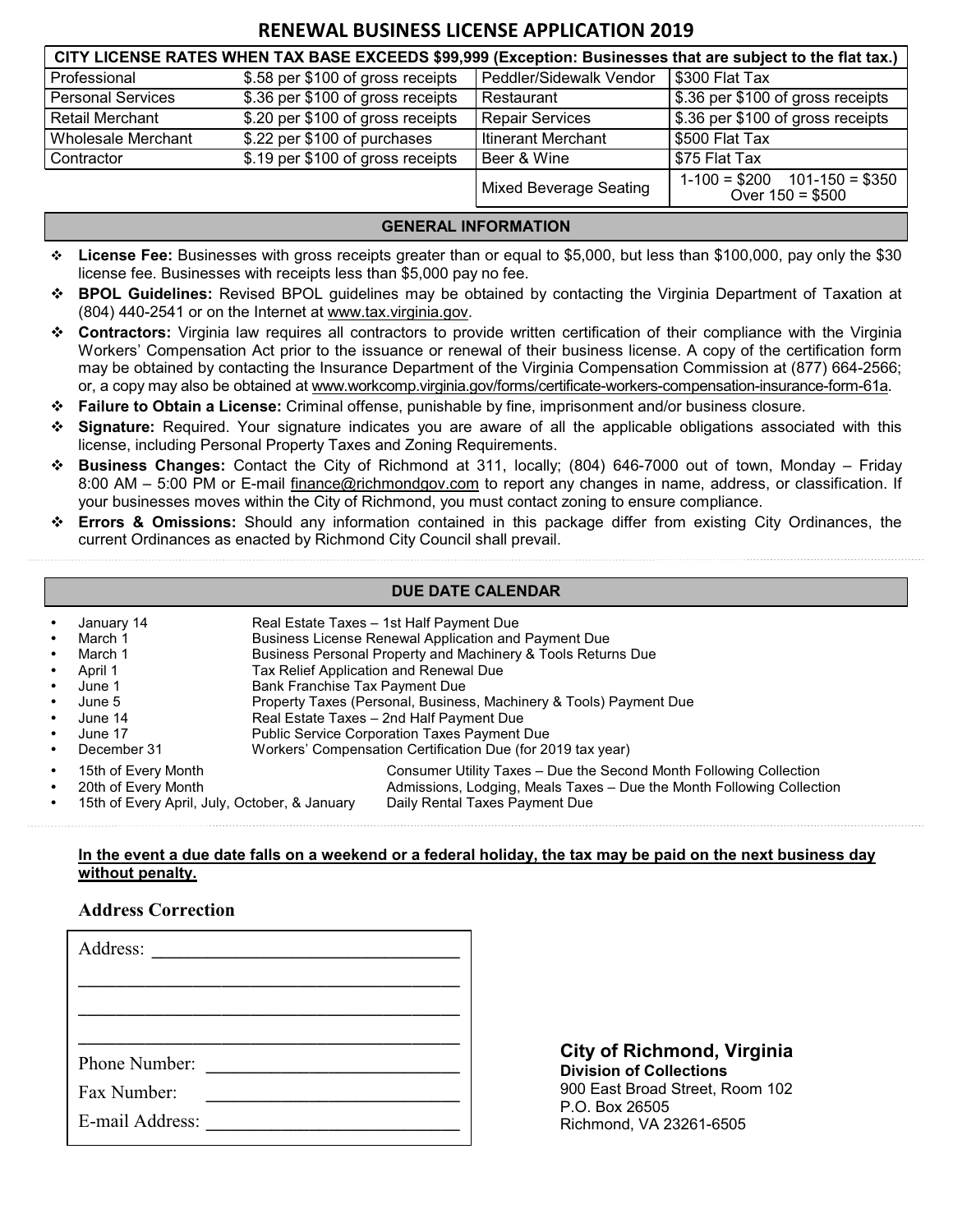# RENEWAL BUSINESS LICENSE APPLICATION 2019

| CITY LICENSE RATES WHEN TAX BASE EXCEEDS $99,999 (Exception: Businesses that are subject to the flat tax.) | | | |
|---|---|---|---|
| Professional | $.58 per $100 of gross receipts | Peddler/Sidewalk Vendor | $300 Flat Tax |
| Personal Services | $.36 per $100 of gross receipts | Restaurant | $.36 per $100 of gross receipts |
| Retail Merchant | $.20 per $100 of gross receipts | Repair Services | $.36 per $100 of gross receipts |
| Wholesale Merchant | $.22 per $100 of purchases | Itinerant Merchant | $500 Flat Tax |
| Contractor | $.19 per $100 of gross receipts | Beer & Wine | $75 Flat Tax |
| | | Mixed Beverage Seating | 1-100 = $200 101-150 = $350 Over 150 = $500 |

## GENERAL INFORMATION

- **License Fee:** Businesses with gross receipts greater than or equal to $5,000, but less than $100,000, pay only the $30 license fee. Businesses with receipts less than $5,000 pay no fee.
- **BPOL Guidelines:** Revised BPOL guidelines may be obtained by contacting the Virginia Department of Taxation at (804) 440-2541 or on the Internet at www.tax.virginia.gov.
- **Contractors:** Virginia law requires all contractors to provide written certification of their compliance with the Virginia Workers' Compensation Act prior to the issuance or renewal of their business license. A copy of the certification form may be obtained by contacting the Insurance Department of the Virginia Compensation Commission at (877) 664-2566; or, a copy may also be obtained at www.workcomp.virginia.gov/forms/certificate-workers-compensation-insurance-form-61a.
- **Failure to Obtain a License:** Criminal offense, punishable by fine, imprisonment and/or business closure.
- **Signature:** Required. Your signature indicates you are aware of all the applicable obligations associated with this license, including Personal Property Taxes and Zoning Requirements.
- **Business Changes:** Contact the City of Richmond at 311, locally; (804) 646-7000 out of town, Monday – Friday 8:00 AM – 5:00 PM or E-mail finance@richmondgov.com to report any changes in name, address, or classification. If your businesses moves within the City of Richmond, you must contact zoning to ensure compliance.
- **Errors & Omissions:** Should any information contained in this package differ from existing City Ordinances, the current Ordinances as enacted by Richmond City Council shall prevail.

## DUE DATE CALENDAR

- January 14 — Real Estate Taxes – 1st Half Payment Due
- March 1 — Business License Renewal Application and Payment Due
- March 1 — Business Personal Property and Machinery & Tools Returns Due
- April 1 — Tax Relief Application and Renewal Due
- June 1 — Bank Franchise Tax Payment Due
- June 5 — Property Taxes (Personal, Business, Machinery & Tools) Payment Due
- June 14 — Real Estate Taxes – 2nd Half Payment Due
- June 17 — Public Service Corporation Taxes Payment Due
- December 31 — Workers' Compensation Certification Due (for 2019 tax year)

- 15th of Every Month — Consumer Utility Taxes – Due the Second Month Following Collection
- 20th of Every Month — Admissions, Lodging, Meals Taxes – Due the Month Following Collection
- 15th of Every April, July, October, & January — Daily Rental Taxes Payment Due

**In the event a due date falls on a weekend or a federal holiday, the tax may be paid on the next business day without penalty.**

### Address Correction

Address: ______________________________

______________________________

______________________________

______________________________

Phone Number: ______________________________

Fax Number: ______________________________

E-mail Address: ______________________________

**City of Richmond, Virginia**
**Division of Collections**
900 East Broad Street, Room 102
P.O. Box 26505
Richmond, VA 23261-6505